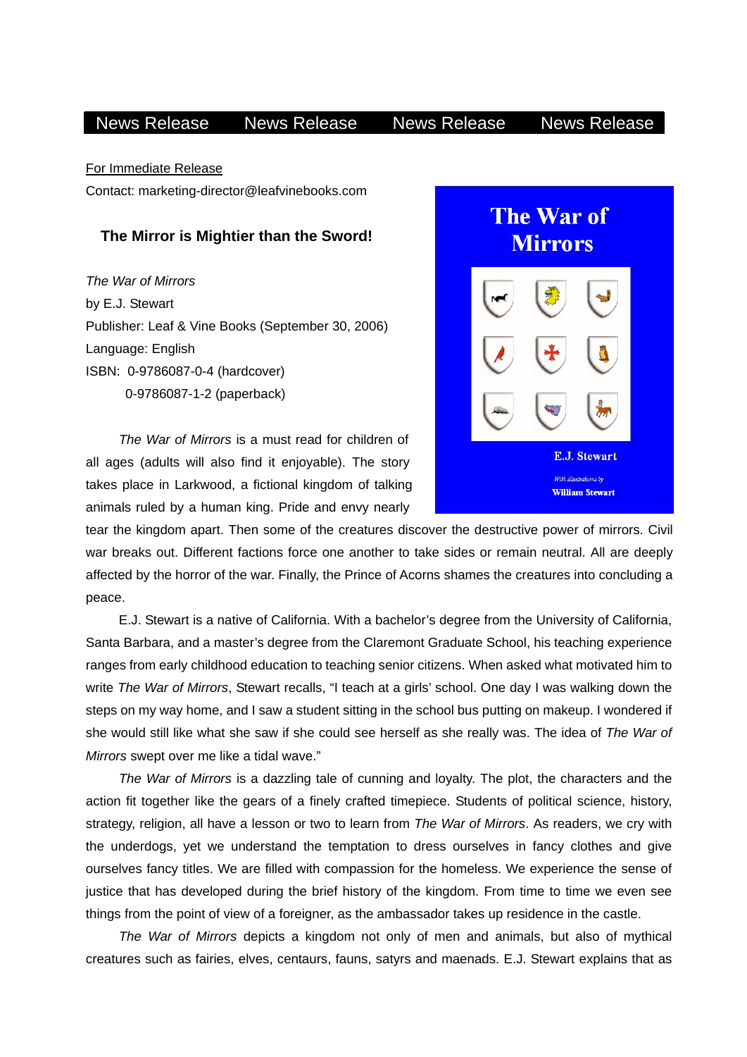News Release News Release News Release News Release

For Immediate Release

Contact: marketing-director@leafvinebooks.com

## The Mirror is Mightier than the Sword!

*The War of Mirrors*
by E.J. Stewart
Publisher: Leaf & Vine Books (September 30, 2006)
Language: English
ISBN: 0-9786087-0-4 (hardcover)
0-9786087-1-2 (paperback)

The War of Mirrors

E.J. Stewart

With illustrations by
William Stewart

*The War of Mirrors* is a must read for children of all ages (adults will also find it enjoyable). The story takes place in Larkwood, a fictional kingdom of talking animals ruled by a human king. Pride and envy nearly tear the kingdom apart. Then some of the creatures discover the destructive power of mirrors. Civil war breaks out. Different factions force one another to take sides or remain neutral. All are deeply affected by the horror of the war. Finally, the Prince of Acorns shames the creatures into concluding a peace.

E.J. Stewart is a native of California. With a bachelor's degree from the University of California, Santa Barbara, and a master's degree from the Claremont Graduate School, his teaching experience ranges from early childhood education to teaching senior citizens. When asked what motivated him to write *The War of Mirrors*, Stewart recalls, "I teach at a girls' school. One day I was walking down the steps on my way home, and I saw a student sitting in the school bus putting on makeup. I wondered if she would still like what she saw if she could see herself as she really was. The idea of *The War of Mirrors* swept over me like a tidal wave."

*The War of Mirrors* is a dazzling tale of cunning and loyalty. The plot, the characters and the action fit together like the gears of a finely crafted timepiece. Students of political science, history, strategy, religion, all have a lesson or two to learn from *The War of Mirrors*. As readers, we cry with the underdogs, yet we understand the temptation to dress ourselves in fancy clothes and give ourselves fancy titles. We are filled with compassion for the homeless. We experience the sense of justice that has developed during the brief history of the kingdom. From time to time we even see things from the point of view of a foreigner, as the ambassador takes up residence in the castle.

*The War of Mirrors* depicts a kingdom not only of men and animals, but also of mythical creatures such as fairies, elves, centaurs, fauns, satyrs and maenads. E.J. Stewart explains that as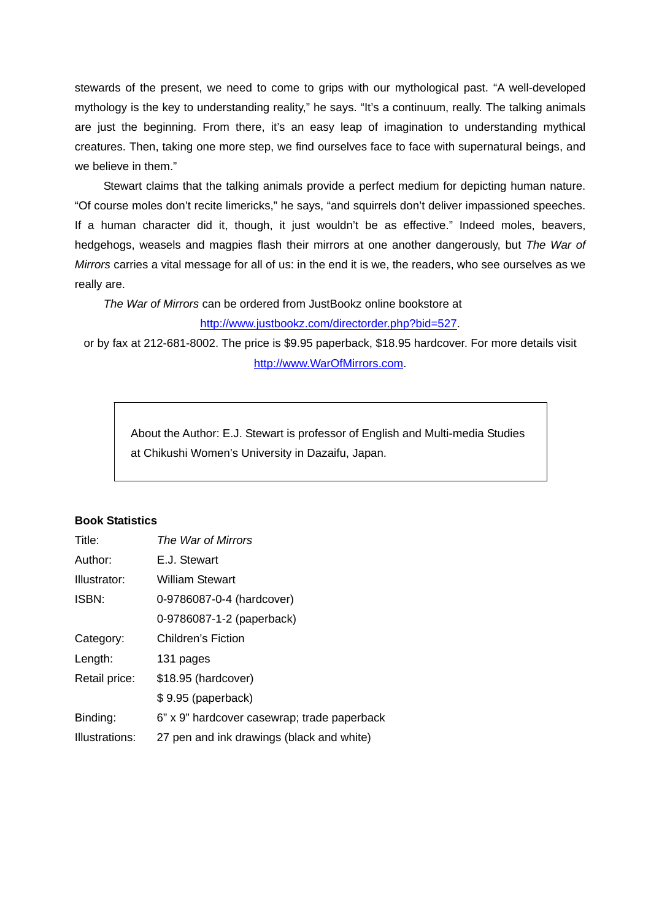stewards of the present, we need to come to grips with our mythological past. "A well-developed mythology is the key to understanding reality," he says. "It's a continuum, really. The talking animals are just the beginning. From there, it's an easy leap of imagination to understanding mythical creatures. Then, taking one more step, we find ourselves face to face with supernatural beings, and we believe in them."

Stewart claims that the talking animals provide a perfect medium for depicting human nature. "Of course moles don't recite limericks," he says, "and squirrels don't deliver impassioned speeches. If a human character did it, though, it just wouldn't be as effective." Indeed moles, beavers, hedgehogs, weasels and magpies flash their mirrors at one another dangerously, but *The War of Mirrors* carries a vital message for all of us: in the end it is we, the readers, who see ourselves as we really are.

*The War of Mirrors* can be ordered from JustBookz online bookstore at

http://www.justbookz.com/directorder.php?bid=527.

or by fax at 212-681-8002. The price is $9.95 paperback, $18.95 hardcover. For more details visit

http://www.WarOfMirrors.com.

> About the Author: E.J. Stewart is professor of English and Multi-media Studies at Chikushi Women's University in Dazaifu, Japan.

**Book Statistics**

| | |
|---|---|
| Title: | *The War of Mirrors* |
| Author: | E.J. Stewart |
| Illustrator: | William Stewart |
| ISBN: | 0-9786087-0-4 (hardcover) |
| | 0-9786087-1-2 (paperback) |
| Category: | Children's Fiction |
| Length: | 131 pages |
| Retail price: | $18.95 (hardcover) |
| | $ 9.95 (paperback) |
| Binding: | 6" x 9" hardcover casewrap; trade paperback |
| Illustrations: | 27 pen and ink drawings (black and white) |